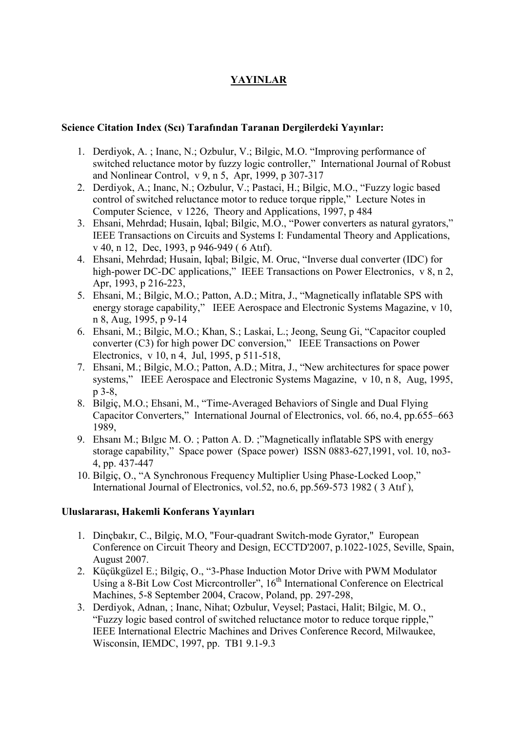# YAYINLAR

**Science Citation Index (Scı) Tarafından Taranan Dergilerdeki Yayınlar:**

1. Derdiyok, A. ; Inanc, N.; Ozbulur, V.; Bilgic, M.O. "Improving performance of switched reluctance motor by fuzzy logic controller," International Journal of Robust and Nonlinear Control, v 9, n 5, Apr, 1999, p 307-317
2. Derdiyok, A.; Inanc, N.; Ozbulur, V.; Pastaci, H.; Bilgic, M.O., "Fuzzy logic based control of switched reluctance motor to reduce torque ripple," Lecture Notes in Computer Science, v 1226, Theory and Applications, 1997, p 484
3. Ehsani, Mehrdad; Husain, Iqbal; Bilgic, M.O., "Power converters as natural gyrators," IEEE Transactions on Circuits and Systems I: Fundamental Theory and Applications, v 40, n 12, Dec, 1993, p 946-949 ( 6 Atıf).
4. Ehsani, Mehrdad; Husain, Iqbal; Bilgic, M. Oruc, "Inverse dual converter (IDC) for high-power DC-DC applications," IEEE Transactions on Power Electronics, v 8, n 2, Apr, 1993, p 216-223,
5. Ehsani, M.; Bilgic, M.O.; Patton, A.D.; Mitra, J., "Magnetically inflatable SPS with energy storage capability," IEEE Aerospace and Electronic Systems Magazine, v 10, n 8, Aug, 1995, p 9-14
6. Ehsani, M.; Bilgic, M.O.; Khan, S.; Laskai, L.; Jeong, Seung Gi, "Capacitor coupled converter (C3) for high power DC conversion," IEEE Transactions on Power Electronics, v 10, n 4, Jul, 1995, p 511-518,
7. Ehsani, M.; Bilgic, M.O.; Patton, A.D.; Mitra, J., "New architectures for space power systems," IEEE Aerospace and Electronic Systems Magazine, v 10, n 8, Aug, 1995, p 3-8,
8. Bilgiç, M.O.; Ehsani, M., "Time-Averaged Behaviors of Single and Dual Flying Capacitor Converters," International Journal of Electronics, vol. 66, no.4, pp.655–663 1989,
9. Ehsanı M.; Bılgıc M. O. ; Patton A. D. ;"Magnetically inflatable SPS with energy storage capability," Space power (Space power) ISSN 0883-627,1991, vol. 10, no3-4, pp. 437-447
10. Bilgiç, O., "A Synchronous Frequency Multiplier Using Phase-Locked Loop," International Journal of Electronics, vol.52, no.6, pp.569-573 1982 ( 3 Atıf ),

**Uluslararası, Hakemli Konferans Yayınları**

1. Dinçbakır, C., Bilgiç, M.O, "Four-quadrant Switch-mode Gyrator," European Conference on Circuit Theory and Design, ECCTD'2007, p.1022-1025, Seville, Spain, August 2007.
2. Küçükgüzel E.; Bilgiç, O., "3-Phase Induction Motor Drive with PWM Modulator Using a 8-Bit Low Cost Micrcontroller", 16th International Conference on Electrical Machines, 5-8 September 2004, Cracow, Poland, pp. 297-298,
3. Derdiyok, Adnan, ; Inanc, Nihat; Ozbulur, Veysel; Pastaci, Halit; Bilgic, M. O., "Fuzzy logic based control of switched reluctance motor to reduce torque ripple," IEEE International Electric Machines and Drives Conference Record, Milwaukee, Wisconsin, IEMDC, 1997, pp. TB1 9.1-9.3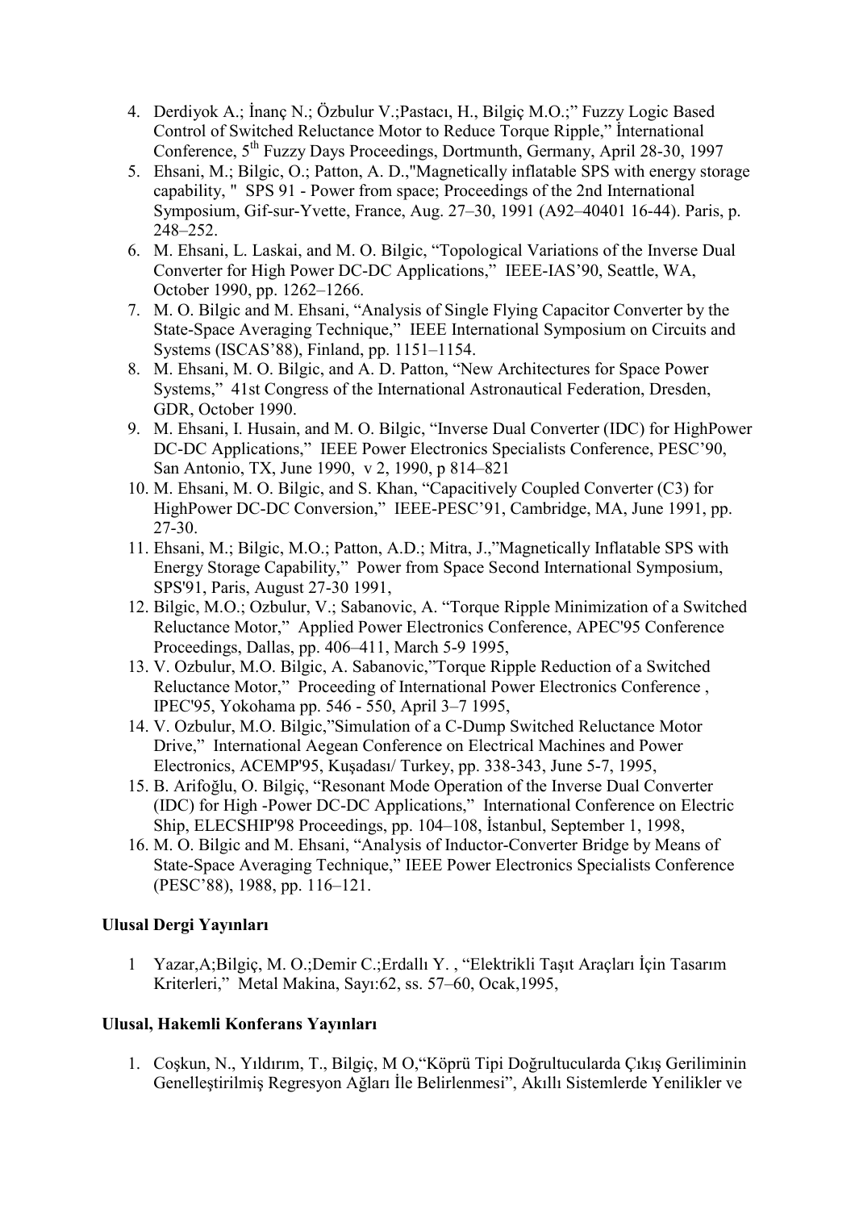4. Derdiyok A.; İnanç N.; Özbulur V.;Pastacı, H., Bilgiç M.O.;" Fuzzy Logic Based Control of Switched Reluctance Motor to Reduce Torque Ripple," İnternational Conference, 5th Fuzzy Days Proceedings, Dortmunth, Germany, April 28-30, 1997
5. Ehsani, M.; Bilgic, O.; Patton, A. D.,"Magnetically inflatable SPS with energy storage capability, " SPS 91 - Power from space; Proceedings of the 2nd International Symposium, Gif-sur-Yvette, France, Aug. 27–30, 1991 (A92–40401 16-44). Paris, p. 248–252.
6. M. Ehsani, L. Laskai, and M. O. Bilgic, "Topological Variations of the Inverse Dual Converter for High Power DC-DC Applications," IEEE-IAS'90, Seattle, WA, October 1990, pp. 1262–1266.
7. M. O. Bilgic and M. Ehsani, "Analysis of Single Flying Capacitor Converter by the State-Space Averaging Technique," IEEE International Symposium on Circuits and Systems (ISCAS'88), Finland, pp. 1151–1154.
8. M. Ehsani, M. O. Bilgic, and A. D. Patton, "New Architectures for Space Power Systems," 41st Congress of the International Astronautical Federation, Dresden, GDR, October 1990.
9. M. Ehsani, I. Husain, and M. O. Bilgic, "Inverse Dual Converter (IDC) for HighPower DC-DC Applications," IEEE Power Electronics Specialists Conference, PESC'90, San Antonio, TX, June 1990, v 2, 1990, p 814–821
10. M. Ehsani, M. O. Bilgic, and S. Khan, "Capacitively Coupled Converter (C3) for HighPower DC-DC Conversion," IEEE-PESC'91, Cambridge, MA, June 1991, pp. 27-30.
11. Ehsani, M.; Bilgic, M.O.; Patton, A.D.; Mitra, J.,"Magnetically Inflatable SPS with Energy Storage Capability," Power from Space Second International Symposium, SPS'91, Paris, August 27-30 1991,
12. Bilgic, M.O.; Ozbulur, V.; Sabanovic, A. "Torque Ripple Minimization of a Switched Reluctance Motor," Applied Power Electronics Conference, APEC'95 Conference Proceedings, Dallas, pp. 406–411, March 5-9 1995,
13. V. Ozbulur, M.O. Bilgic, A. Sabanovic,"Torque Ripple Reduction of a Switched Reluctance Motor," Proceeding of International Power Electronics Conference , IPEC'95, Yokohama pp. 546 - 550, April 3–7 1995,
14. V. Ozbulur, M.O. Bilgic,"Simulation of a C-Dump Switched Reluctance Motor Drive," International Aegean Conference on Electrical Machines and Power Electronics, ACEMP'95, Kuşadası/ Turkey, pp. 338-343, June 5-7, 1995,
15. B. Arifoğlu, O. Bilgiç, "Resonant Mode Operation of the Inverse Dual Converter (IDC) for High -Power DC-DC Applications," International Conference on Electric Ship, ELECSHIP'98 Proceedings, pp. 104–108, İstanbul, September 1, 1998,
16. M. O. Bilgic and M. Ehsani, "Analysis of Inductor-Converter Bridge by Means of State-Space Averaging Technique," IEEE Power Electronics Specialists Conference (PESC'88), 1988, pp. 116–121.

**Ulusal Dergi Yayınları**

1 Yazar,A;Bilgiç, M. O.;Demir C.;Erdallı Y. , "Elektrikli Taşıt Araçları İçin Tasarım Kriterleri," Metal Makina, Sayı:62, ss. 57–60, Ocak,1995,

**Ulusal, Hakemli Konferans Yayınları**

1. Coşkun, N., Yıldırım, T., Bilgiç, M O,"Köprü Tipi Doğrultucularda Çıkış Geriliminin Genelleştirilmiş Regresyon Ağları İle Belirlenmesi", Akıllı Sistemlerde Yenilikler ve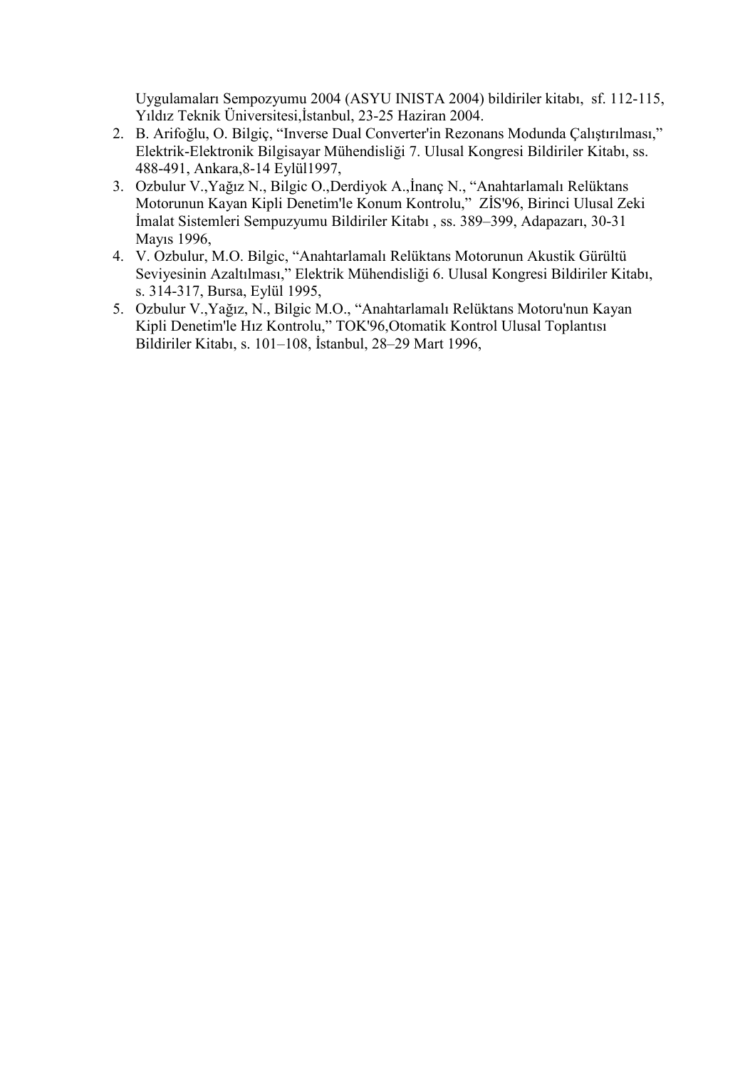Uygulamaları Sempozyumu 2004 (ASYU INISTA 2004) bildiriler kitabı, sf. 112-115, Yıldız Teknik Üniversitesi,İstanbul, 23-25 Haziran 2004.

2. B. Arifoğlu, O. Bilgiç, "Inverse Dual Converter'in Rezonans Modunda Çalıştırılması," Elektrik-Elektronik Bilgisayar Mühendisliği 7. Ulusal Kongresi Bildiriler Kitabı, ss. 488-491, Ankara,8-14 Eylül1997,
3. Ozbulur V.,Yağız N., Bilgic O.,Derdiyok A.,İnanç N., "Anahtarlamalı Relüktans Motorunun Kayan Kipli Denetim'le Konum Kontrolu," ZİS'96, Birinci Ulusal Zeki İmalat Sistemleri Sempuzyumu Bildiriler Kitabı , ss. 389–399, Adapazarı, 30-31 Mayıs 1996,
4. V. Ozbulur, M.O. Bilgic, "Anahtarlamalı Relüktans Motorunun Akustik Gürültü Seviyesinin Azaltılması," Elektrik Mühendisliği 6. Ulusal Kongresi Bildiriler Kitabı, s. 314-317, Bursa, Eylül 1995,
5. Ozbulur V.,Yağız, N., Bilgic M.O., "Anahtarlamalı Relüktans Motoru'nun Kayan Kipli Denetim'le Hız Kontrolu," TOK'96,Otomatik Kontrol Ulusal Toplantısı Bildiriler Kitabı, s. 101–108, İstanbul, 28–29 Mart 1996,